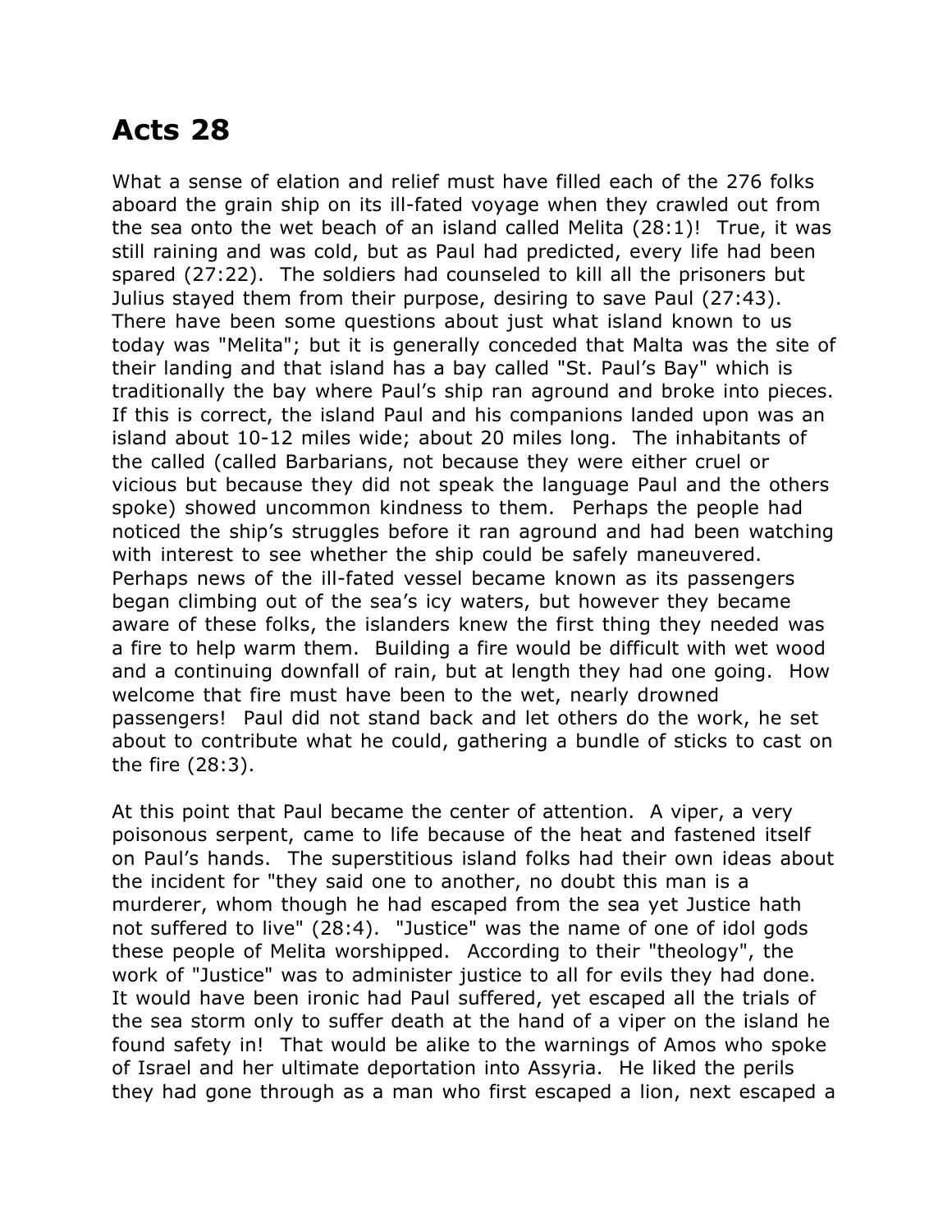# Acts 28

What a sense of elation and relief must have filled each of the 276 folks aboard the grain ship on its ill-fated voyage when they crawled out from the sea onto the wet beach of an island called Melita (28:1)! True, it was still raining and was cold, but as Paul had predicted, every life had been spared (27:22). The soldiers had counseled to kill all the prisoners but Julius stayed them from their purpose, desiring to save Paul (27:43). There have been some questions about just what island known to us today was "Melita"; but it is generally conceded that Malta was the site of their landing and that island has a bay called "St. Paul's Bay" which is traditionally the bay where Paul's ship ran aground and broke into pieces. If this is correct, the island Paul and his companions landed upon was an island about 10-12 miles wide; about 20 miles long. The inhabitants of the called (called Barbarians, not because they were either cruel or vicious but because they did not speak the language Paul and the others spoke) showed uncommon kindness to them. Perhaps the people had noticed the ship's struggles before it ran aground and had been watching with interest to see whether the ship could be safely maneuvered. Perhaps news of the ill-fated vessel became known as its passengers began climbing out of the sea's icy waters, but however they became aware of these folks, the islanders knew the first thing they needed was a fire to help warm them. Building a fire would be difficult with wet wood and a continuing downfall of rain, but at length they had one going. How welcome that fire must have been to the wet, nearly drowned passengers! Paul did not stand back and let others do the work, he set about to contribute what he could, gathering a bundle of sticks to cast on the fire (28:3).

At this point that Paul became the center of attention. A viper, a very poisonous serpent, came to life because of the heat and fastened itself on Paul's hands. The superstitious island folks had their own ideas about the incident for "they said one to another, no doubt this man is a murderer, whom though he had escaped from the sea yet Justice hath not suffered to live" (28:4). "Justice" was the name of one of idol gods these people of Melita worshipped. According to their "theology", the work of "Justice" was to administer justice to all for evils they had done. It would have been ironic had Paul suffered, yet escaped all the trials of the sea storm only to suffer death at the hand of a viper on the island he found safety in! That would be alike to the warnings of Amos who spoke of Israel and her ultimate deportation into Assyria. He liked the perils they had gone through as a man who first escaped a lion, next escaped a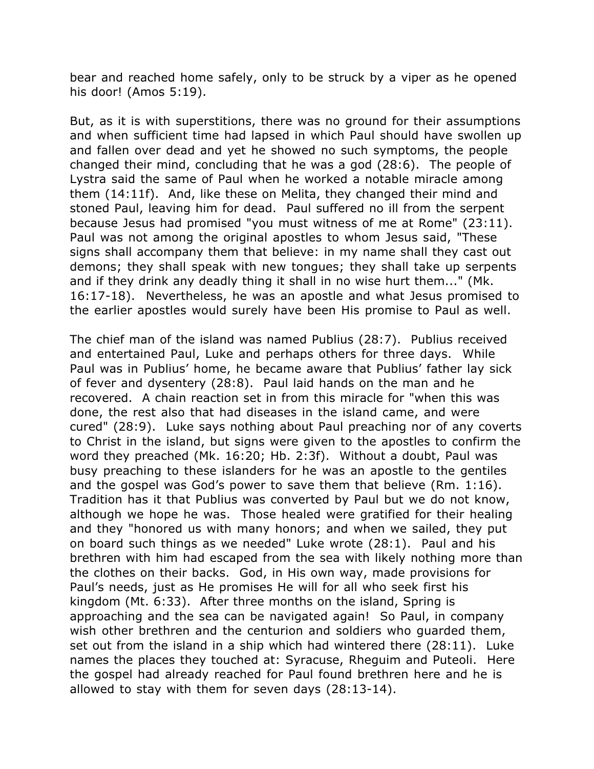bear and reached home safely, only to be struck by a viper as he opened his door! (Amos 5:19).

But, as it is with superstitions, there was no ground for their assumptions and when sufficient time had lapsed in which Paul should have swollen up and fallen over dead and yet he showed no such symptoms, the people changed their mind, concluding that he was a god (28:6). The people of Lystra said the same of Paul when he worked a notable miracle among them (14:11f). And, like these on Melita, they changed their mind and stoned Paul, leaving him for dead. Paul suffered no ill from the serpent because Jesus had promised "you must witness of me at Rome" (23:11). Paul was not among the original apostles to whom Jesus said, "These signs shall accompany them that believe: in my name shall they cast out demons; they shall speak with new tongues; they shall take up serpents and if they drink any deadly thing it shall in no wise hurt them..." (Mk. 16:17-18). Nevertheless, he was an apostle and what Jesus promised to the earlier apostles would surely have been His promise to Paul as well.

The chief man of the island was named Publius (28:7). Publius received and entertained Paul, Luke and perhaps others for three days. While Paul was in Publius' home, he became aware that Publius' father lay sick of fever and dysentery (28:8). Paul laid hands on the man and he recovered. A chain reaction set in from this miracle for "when this was done, the rest also that had diseases in the island came, and were cured" (28:9). Luke says nothing about Paul preaching nor of any coverts to Christ in the island, but signs were given to the apostles to confirm the word they preached (Mk. 16:20; Hb. 2:3f). Without a doubt, Paul was busy preaching to these islanders for he was an apostle to the gentiles and the gospel was God's power to save them that believe (Rm. 1:16). Tradition has it that Publius was converted by Paul but we do not know, although we hope he was. Those healed were gratified for their healing and they "honored us with many honors; and when we sailed, they put on board such things as we needed" Luke wrote (28:1). Paul and his brethren with him had escaped from the sea with likely nothing more than the clothes on their backs. God, in His own way, made provisions for Paul's needs, just as He promises He will for all who seek first his kingdom (Mt. 6:33). After three months on the island, Spring is approaching and the sea can be navigated again! So Paul, in company wish other brethren and the centurion and soldiers who guarded them, set out from the island in a ship which had wintered there (28:11). Luke names the places they touched at: Syracuse, Rheguim and Puteoli. Here the gospel had already reached for Paul found brethren here and he is allowed to stay with them for seven days (28:13-14).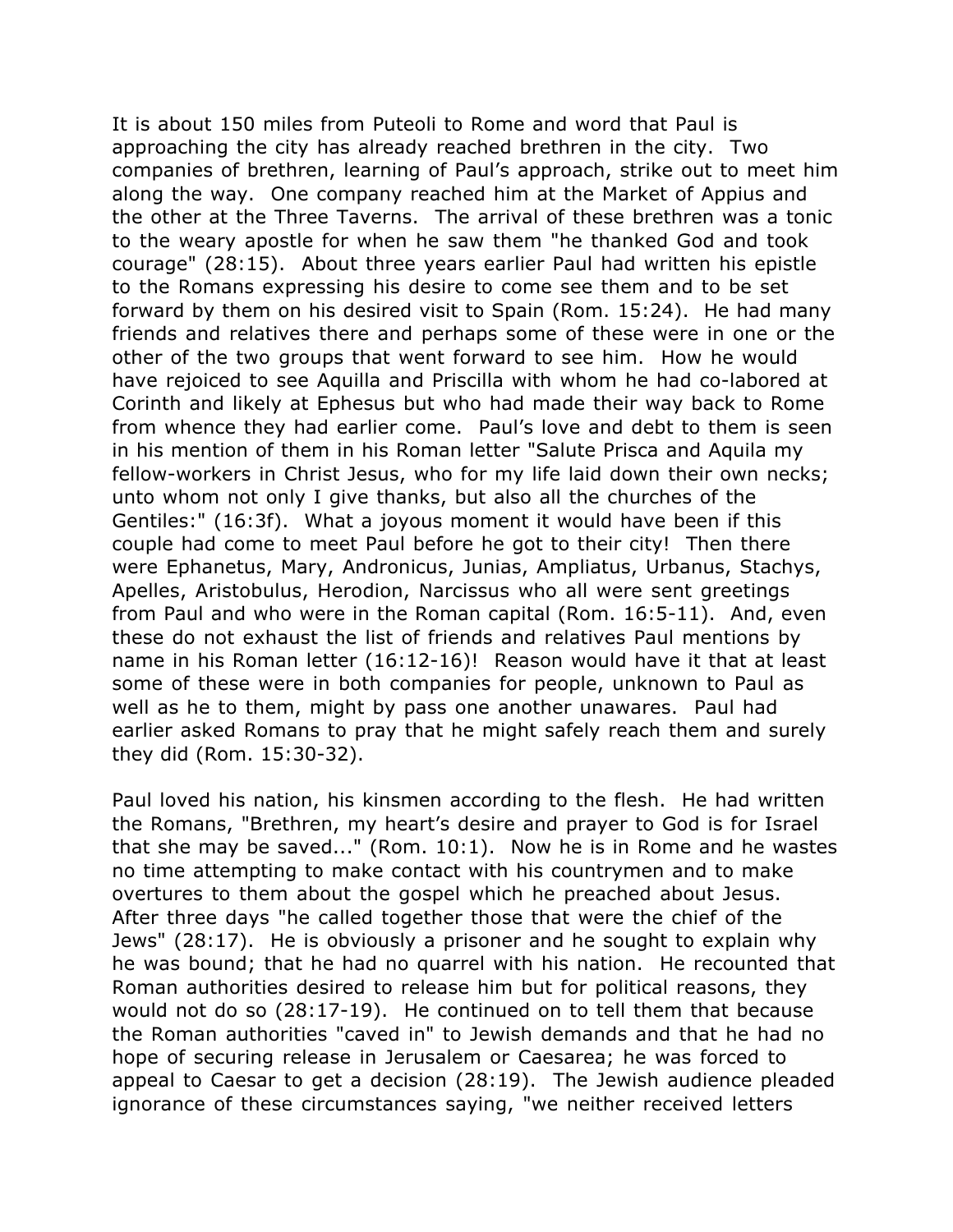It is about 150 miles from Puteoli to Rome and word that Paul is approaching the city has already reached brethren in the city. Two companies of brethren, learning of Paul's approach, strike out to meet him along the way. One company reached him at the Market of Appius and the other at the Three Taverns. The arrival of these brethren was a tonic to the weary apostle for when he saw them "he thanked God and took courage" (28:15). About three years earlier Paul had written his epistle to the Romans expressing his desire to come see them and to be set forward by them on his desired visit to Spain (Rom. 15:24). He had many friends and relatives there and perhaps some of these were in one or the other of the two groups that went forward to see him. How he would have rejoiced to see Aquilla and Priscilla with whom he had co-labored at Corinth and likely at Ephesus but who had made their way back to Rome from whence they had earlier come. Paul's love and debt to them is seen in his mention of them in his Roman letter "Salute Prisca and Aquila my fellow-workers in Christ Jesus, who for my life laid down their own necks; unto whom not only I give thanks, but also all the churches of the Gentiles:" (16:3f). What a joyous moment it would have been if this couple had come to meet Paul before he got to their city! Then there were Ephanetus, Mary, Andronicus, Junias, Ampliatus, Urbanus, Stachys, Apelles, Aristobulus, Herodion, Narcissus who all were sent greetings from Paul and who were in the Roman capital (Rom. 16:5-11). And, even these do not exhaust the list of friends and relatives Paul mentions by name in his Roman letter (16:12-16)! Reason would have it that at least some of these were in both companies for people, unknown to Paul as well as he to them, might by pass one another unawares. Paul had earlier asked Romans to pray that he might safely reach them and surely they did (Rom. 15:30-32).

Paul loved his nation, his kinsmen according to the flesh. He had written the Romans, "Brethren, my heart's desire and prayer to God is for Israel that she may be saved..." (Rom. 10:1). Now he is in Rome and he wastes no time attempting to make contact with his countrymen and to make overtures to them about the gospel which he preached about Jesus. After three days "he called together those that were the chief of the Jews" (28:17). He is obviously a prisoner and he sought to explain why he was bound; that he had no quarrel with his nation. He recounted that Roman authorities desired to release him but for political reasons, they would not do so (28:17-19). He continued on to tell them that because the Roman authorities "caved in" to Jewish demands and that he had no hope of securing release in Jerusalem or Caesarea; he was forced to appeal to Caesar to get a decision (28:19). The Jewish audience pleaded ignorance of these circumstances saying, "we neither received letters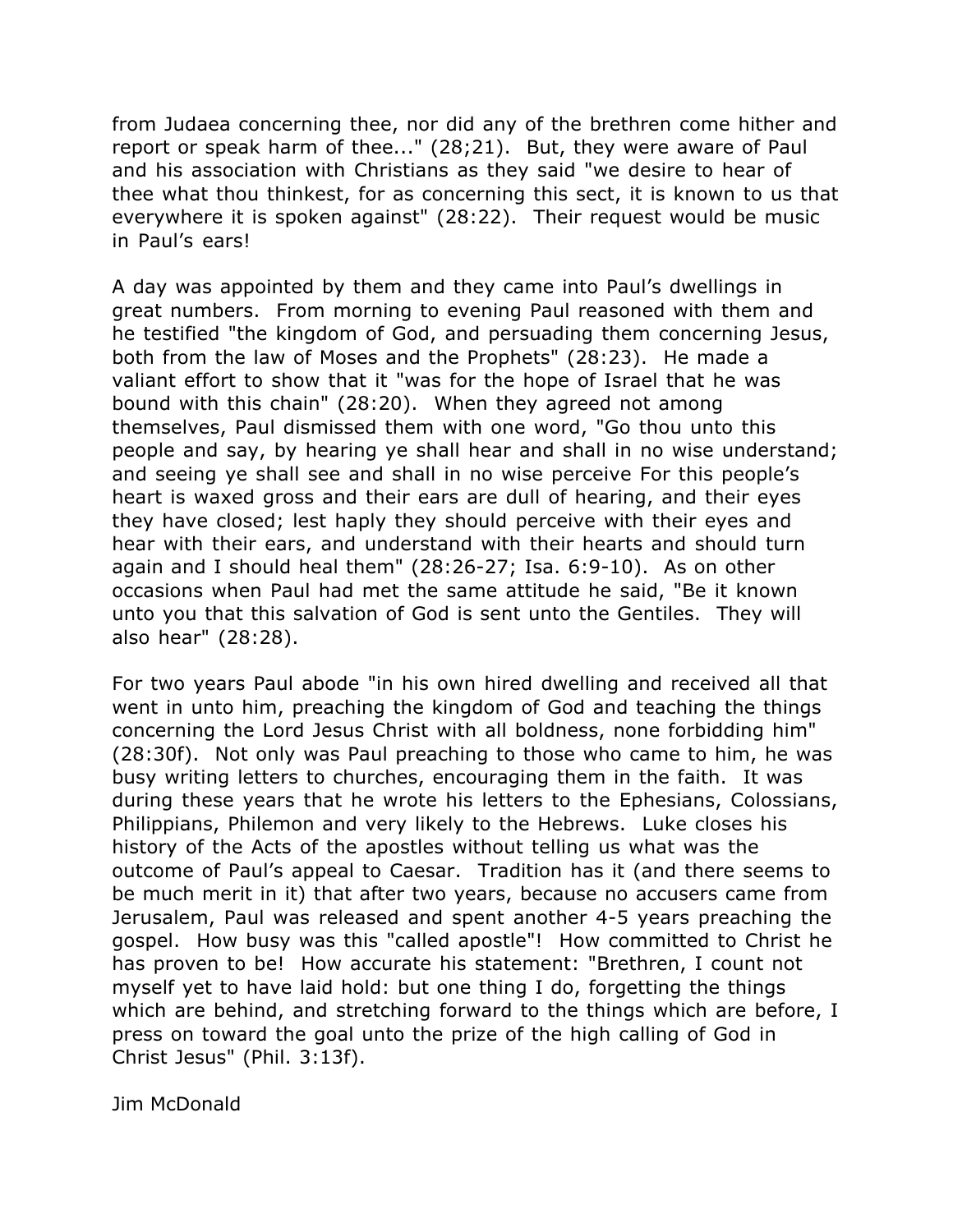from Judaea concerning thee, nor did any of the brethren come hither and report or speak harm of thee..." (28;21). But, they were aware of Paul and his association with Christians as they said "we desire to hear of thee what thou thinkest, for as concerning this sect, it is known to us that everywhere it is spoken against" (28:22). Their request would be music in Paul's ears!

A day was appointed by them and they came into Paul's dwellings in great numbers. From morning to evening Paul reasoned with them and he testified "the kingdom of God, and persuading them concerning Jesus, both from the law of Moses and the Prophets" (28:23). He made a valiant effort to show that it "was for the hope of Israel that he was bound with this chain" (28:20). When they agreed not among themselves, Paul dismissed them with one word, "Go thou unto this people and say, by hearing ye shall hear and shall in no wise understand; and seeing ye shall see and shall in no wise perceive For this people's heart is waxed gross and their ears are dull of hearing, and their eyes they have closed; lest haply they should perceive with their eyes and hear with their ears, and understand with their hearts and should turn again and I should heal them" (28:26-27; Isa. 6:9-10). As on other occasions when Paul had met the same attitude he said, "Be it known unto you that this salvation of God is sent unto the Gentiles. They will also hear" (28:28).

For two years Paul abode "in his own hired dwelling and received all that went in unto him, preaching the kingdom of God and teaching the things concerning the Lord Jesus Christ with all boldness, none forbidding him" (28:30f). Not only was Paul preaching to those who came to him, he was busy writing letters to churches, encouraging them in the faith. It was during these years that he wrote his letters to the Ephesians, Colossians, Philippians, Philemon and very likely to the Hebrews. Luke closes his history of the Acts of the apostles without telling us what was the outcome of Paul's appeal to Caesar. Tradition has it (and there seems to be much merit in it) that after two years, because no accusers came from Jerusalem, Paul was released and spent another 4-5 years preaching the gospel. How busy was this "called apostle"! How committed to Christ he has proven to be! How accurate his statement: "Brethren, I count not myself yet to have laid hold: but one thing I do, forgetting the things which are behind, and stretching forward to the things which are before, I press on toward the goal unto the prize of the high calling of God in Christ Jesus" (Phil. 3:13f).

Jim McDonald